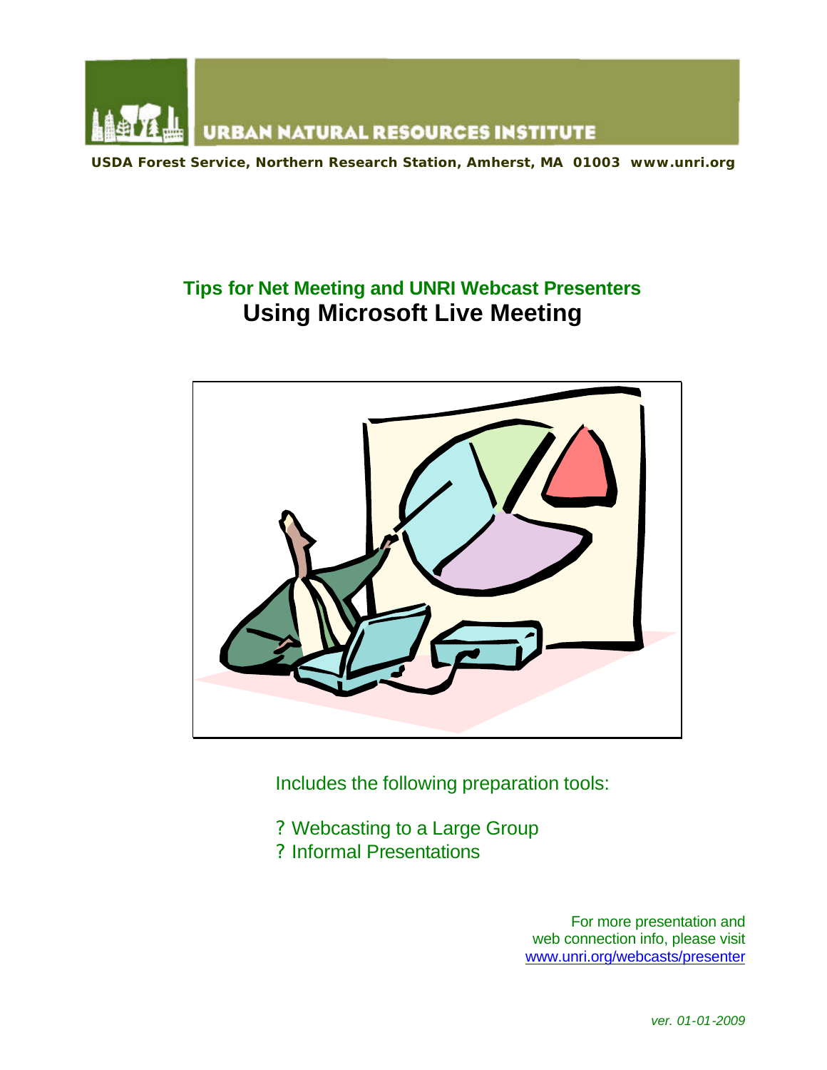URBAN NATURAL RESOURCES INSTITUTE

**USDA Forest Service, Northern Research Station, Amherst, MA 01003 www.unri.org**

## Tips for Net Meeting and UNRI Webcast Presenters

# Using Microsoft Live Meeting

Includes the following preparation tools:

? Webcasting to a Large Group
? Informal Presentations

For more presentation and web connection info, please visit [www.unri.org/webcasts/presenter](www.unri.org/webcasts/presenter)

*ver. 01-01-2009*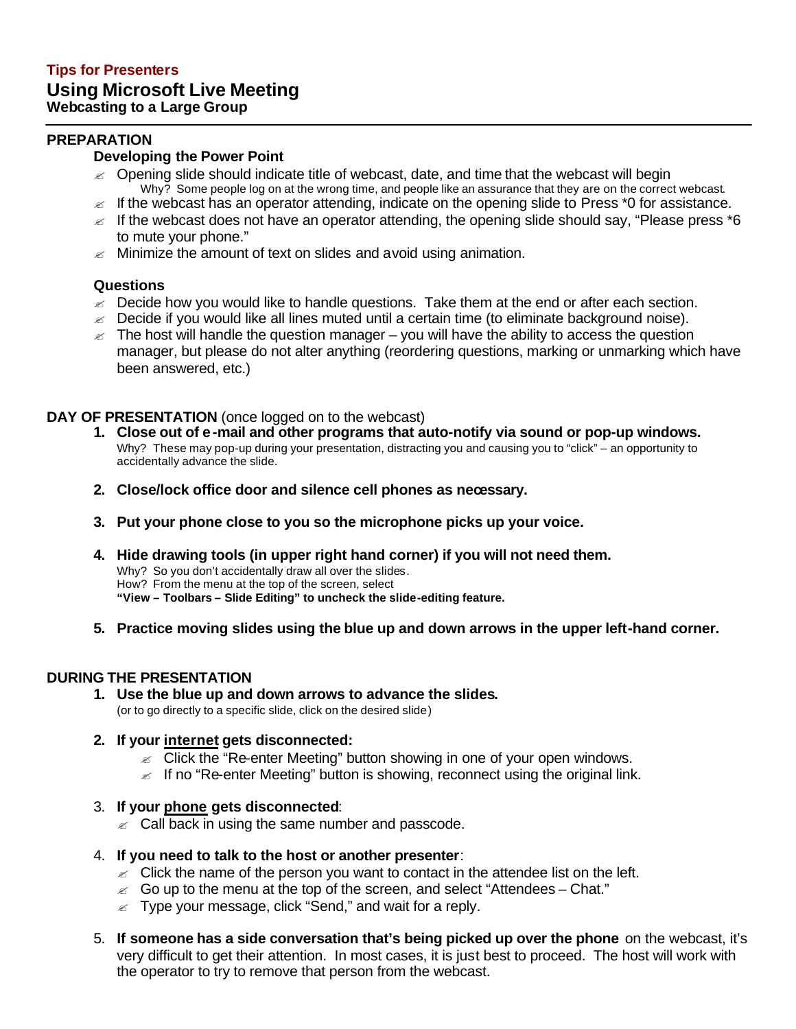**Tips for Presenters**

# Using Microsoft Live Meeting

**Webcasting to a Large Group**

---

## PREPARATION

### Developing the Power Point

- Opening slide should indicate title of webcast, date, and time that the webcast will begin
  Why? Some people log on at the wrong time, and people like an assurance that they are on the correct webcast.
- If the webcast has an operator attending, indicate on the opening slide to Press *0 for assistance.
- If the webcast does not have an operator attending, the opening slide should say, "Please press *6 to mute your phone."
- Minimize the amount of text on slides and avoid using animation.

### Questions

- Decide how you would like to handle questions. Take them at the end or after each section.
- Decide if you would like all lines muted until a certain time (to eliminate background noise).
- The host will handle the question manager – you will have the ability to access the question manager, but please do not alter anything (reordering questions, marking or unmarking which have been answered, etc.)

## DAY OF PRESENTATION (once logged on to the webcast)

1. **Close out of e-mail and other programs that auto-notify via sound or pop-up windows.**
   Why? These may pop-up during your presentation, distracting you and causing you to "click" – an opportunity to accidentally advance the slide.

2. **Close/lock office door and silence cell phones as necessary.**

3. **Put your phone close to you so the microphone picks up your voice.**

4. **Hide drawing tools (in upper right hand corner) if you will not need them.**
   Why? So you don't accidentally draw all over the slides.
   How? From the menu at the top of the screen, select
   **"View – Toolbars – Slide Editing" to uncheck the slide-editing feature.**

5. **Practice moving slides using the blue up and down arrows in the upper left-hand corner.**

## DURING THE PRESENTATION

1. **Use the blue up and down arrows to advance the slides.**
   (or to go directly to a specific slide, click on the desired slide)

2. **If your <u>internet</u> gets disconnected:**
   - Click the "Re-enter Meeting" button showing in one of your open windows.
   - If no "Re-enter Meeting" button is showing, reconnect using the original link.

3. **If your <u>phone</u> gets disconnected**:
   - Call back in using the same number and passcode.

4. **If you need to talk to the host or another presenter**:
   - Click the name of the person you want to contact in the attendee list on the left.
   - Go up to the menu at the top of the screen, and select "Attendees – Chat."
   - Type your message, click "Send," and wait for a reply.

5. **If someone has a side conversation that's being picked up over the phone** on the webcast, it's very difficult to get their attention. In most cases, it is just best to proceed. The host will work with the operator to try to remove that person from the webcast.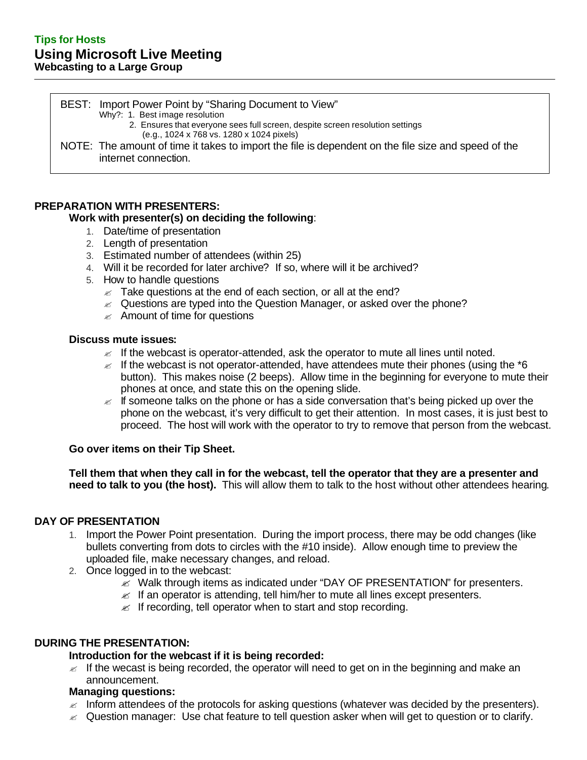**Tips for Hosts**

# Using Microsoft Live Meeting

**Webcasting to a Large Group**

---

> BEST: Import Power Point by "Sharing Document to View"
> Why?: 1. Best image resolution
> 2. Ensures that everyone sees full screen, despite screen resolution settings (e.g., 1024 x 768 vs. 1280 x 1024 pixels)
>
> NOTE: The amount of time it takes to import the file is dependent on the file size and speed of the internet connection.

## PREPARATION WITH PRESENTERS:

**Work with presenter(s) on deciding the following**:

1. Date/time of presentation
2. Length of presentation
3. Estimated number of attendees (within 25)
4. Will it be recorded for later archive? If so, where will it be archived?
5. How to handle questions
   - Take questions at the end of each section, or all at the end?
   - Questions are typed into the Question Manager, or asked over the phone?
   - Amount of time for questions

**Discuss mute issues:**

- If the webcast is operator-attended, ask the operator to mute all lines until noted.
- If the webcast is not operator-attended, have attendees mute their phones (using the *6 button). This makes noise (2 beeps). Allow time in the beginning for everyone to mute their phones at once, and state this on the opening slide.
- If someone talks on the phone or has a side conversation that's being picked up over the phone on the webcast, it's very difficult to get their attention. In most cases, it is just best to proceed. The host will work with the operator to try to remove that person from the webcast.

**Go over items on their Tip Sheet.**

**Tell them that when they call in for the webcast, tell the operator that they are a presenter and need to talk to you (the host).** This will allow them to talk to the host without other attendees hearing.

## DAY OF PRESENTATION

1. Import the Power Point presentation. During the import process, there may be odd changes (like bullets converting from dots to circles with the #10 inside). Allow enough time to preview the uploaded file, make necessary changes, and reload.
2. Once logged in to the webcast:
   - Walk through items as indicated under "DAY OF PRESENTATION" for presenters.
   - If an operator is attending, tell him/her to mute all lines except presenters.
   - If recording, tell operator when to start and stop recording.

## DURING THE PRESENTATION:

**Introduction for the webcast if it is being recorded:**

- If the wecast is being recorded, the operator will need to get on in the beginning and make an announcement.

**Managing questions:**

- Inform attendees of the protocols for asking questions (whatever was decided by the presenters).
- Question manager: Use chat feature to tell question asker when will get to question or to clarify.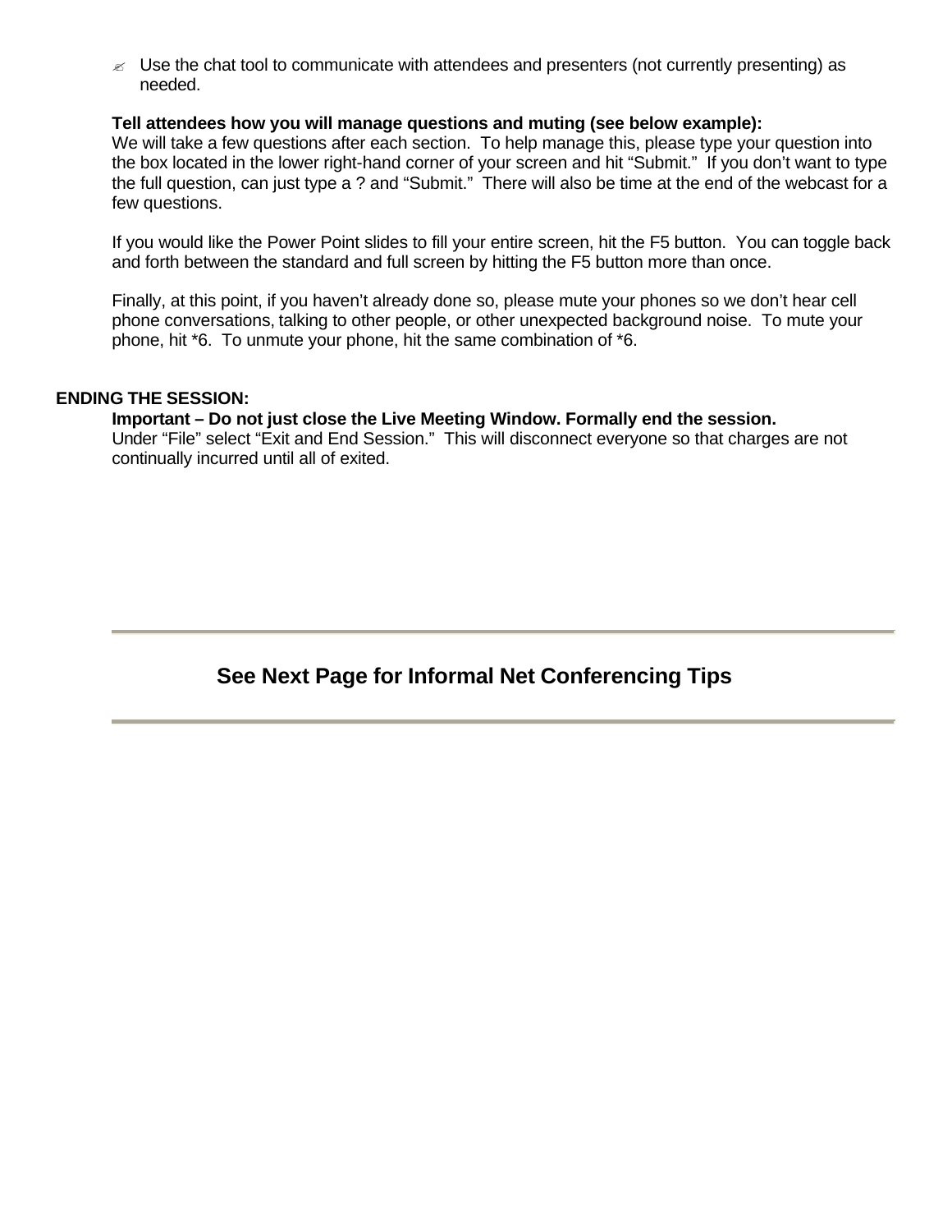- ✍ Use the chat tool to communicate with attendees and presenters (not currently presenting) as needed.

**Tell attendees how you will manage questions and muting (see below example):**
We will take a few questions after each section. To help manage this, please type your question into the box located in the lower right-hand corner of your screen and hit "Submit." If you don't want to type the full question, can just type a ? and "Submit." There will also be time at the end of the webcast for a few questions.

If you would like the Power Point slides to fill your entire screen, hit the F5 button. You can toggle back and forth between the standard and full screen by hitting the F5 button more than once.

Finally, at this point, if you haven't already done so, please mute your phones so we don't hear cell phone conversations, talking to other people, or other unexpected background noise. To mute your phone, hit *6. To unmute your phone, hit the same combination of *6.

**ENDING THE SESSION:**

**Important – Do not just close the Live Meeting Window. Formally end the session.**
Under "File" select "Exit and End Session." This will disconnect everyone so that charges are not continually incurred until all of exited.

---

**See Next Page for Informal Net Conferencing Tips**

---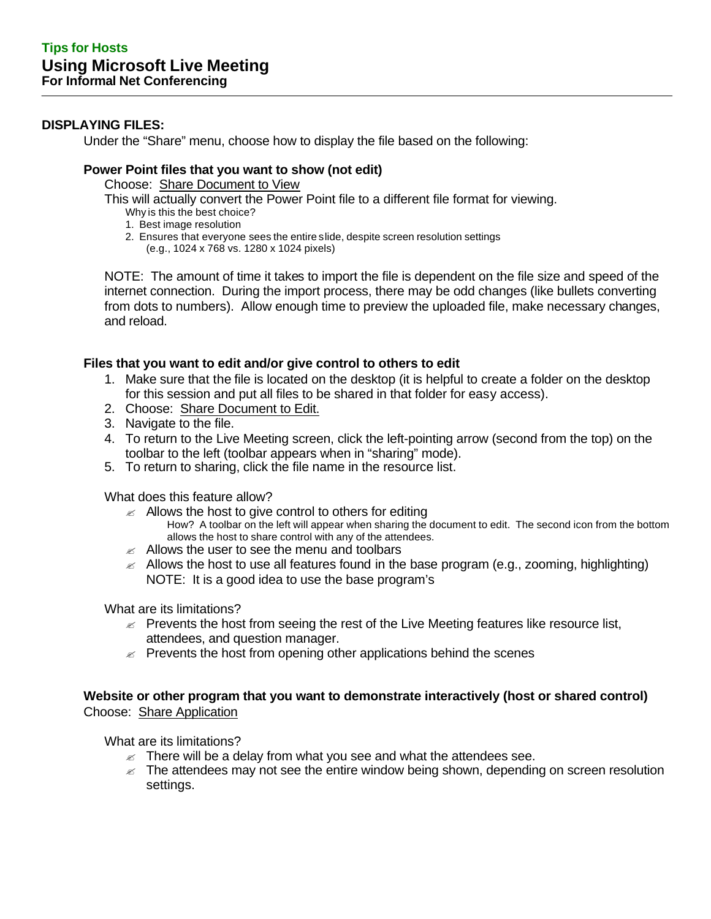**Tips for Hosts**

# Using Microsoft Live Meeting

**For Informal Net Conferencing**

---

## DISPLAYING FILES:

Under the "Share" menu, choose how to display the file based on the following:

### Power Point files that you want to show (not edit)

Choose: Share Document to View

This will actually convert the Power Point file to a different file format for viewing.

Why is this the best choice?

1. Best image resolution
2. Ensures that everyone sees the entire slide, despite screen resolution settings (e.g., 1024 x 768 vs. 1280 x 1024 pixels)

NOTE: The amount of time it takes to import the file is dependent on the file size and speed of the internet connection. During the import process, there may be odd changes (like bullets converting from dots to numbers). Allow enough time to preview the uploaded file, make necessary changes, and reload.

### Files that you want to edit and/or give control to others to edit

1. Make sure that the file is located on the desktop (it is helpful to create a folder on the desktop for this session and put all files to be shared in that folder for easy access).
2. Choose: Share Document to Edit.
3. Navigate to the file.
4. To return to the Live Meeting screen, click the left-pointing arrow (second from the top) on the toolbar to the left (toolbar appears when in "sharing" mode).
5. To return to sharing, click the file name in the resource list.

What does this feature allow?

- Allows the host to give control to others for editing
  How? A toolbar on the left will appear when sharing the document to edit. The second icon from the bottom allows the host to share control with any of the attendees.
- Allows the user to see the menu and toolbars
- Allows the host to use all features found in the base program (e.g., zooming, highlighting)
  NOTE: It is a good idea to use the base program's

What are its limitations?

- Prevents the host from seeing the rest of the Live Meeting features like resource list, attendees, and question manager.
- Prevents the host from opening other applications behind the scenes

### Website or other program that you want to demonstrate interactively (host or shared control)

Choose: Share Application

What are its limitations?

- There will be a delay from what you see and what the attendees see.
- The attendees may not see the entire window being shown, depending on screen resolution settings.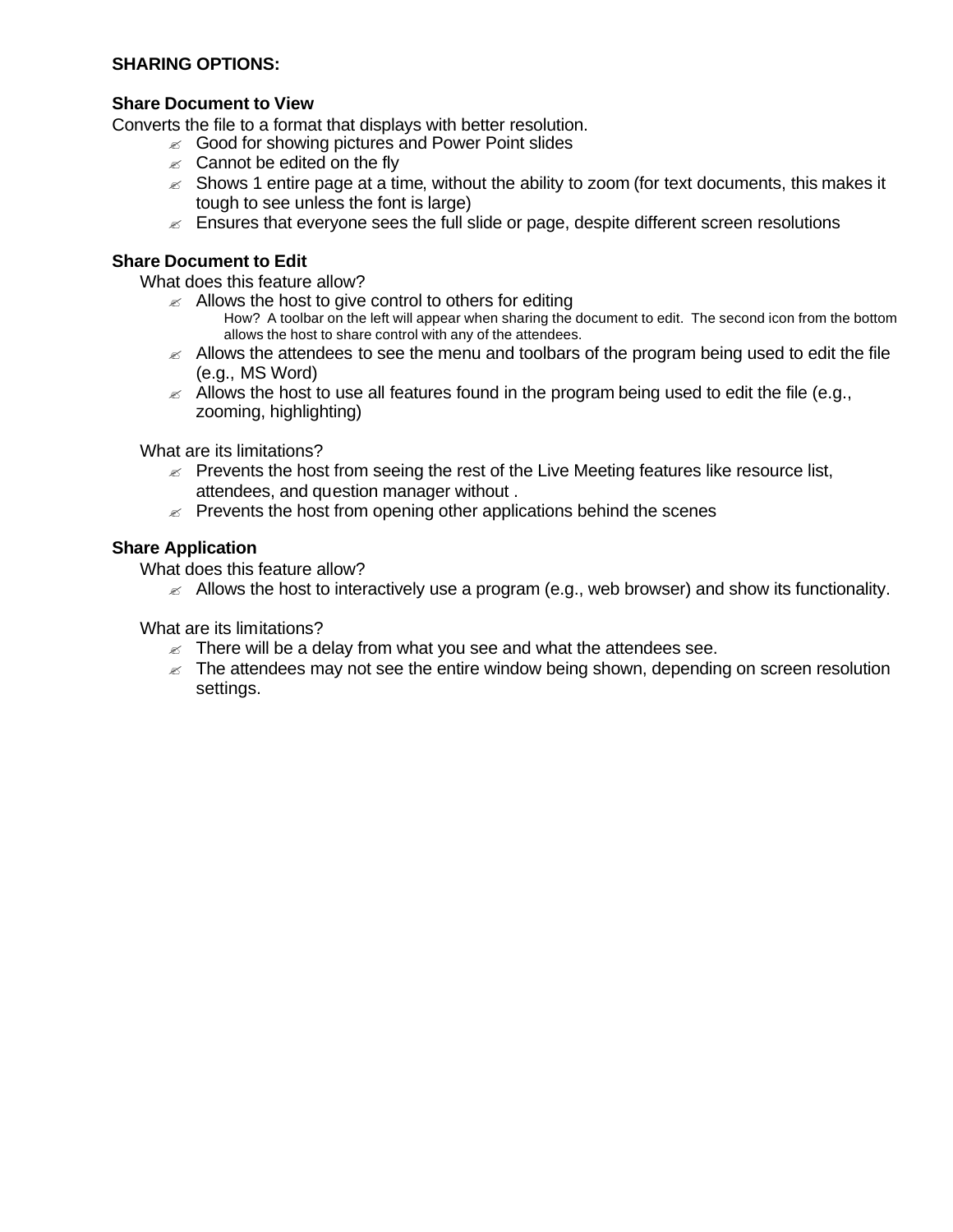**SHARING OPTIONS:**

**Share Document to View**

Converts the file to a format that displays with better resolution.

- Good for showing pictures and Power Point slides
- Cannot be edited on the fly
- Shows 1 entire page at a time, without the ability to zoom (for text documents, this makes it tough to see unless the font is large)
- Ensures that everyone sees the full slide or page, despite different screen resolutions

**Share Document to Edit**

What does this feature allow?

- Allows the host to give control to others for editing
  How? A toolbar on the left will appear when sharing the document to edit. The second icon from the bottom allows the host to share control with any of the attendees.
- Allows the attendees to see the menu and toolbars of the program being used to edit the file (e.g., MS Word)
- Allows the host to use all features found in the program being used to edit the file (e.g., zooming, highlighting)

What are its limitations?

- Prevents the host from seeing the rest of the Live Meeting features like resource list, attendees, and question manager without .
- Prevents the host from opening other applications behind the scenes

**Share Application**

What does this feature allow?

- Allows the host to interactively use a program (e.g., web browser) and show its functionality.

What are its limitations?

- There will be a delay from what you see and what the attendees see.
- The attendees may not see the entire window being shown, depending on screen resolution settings.